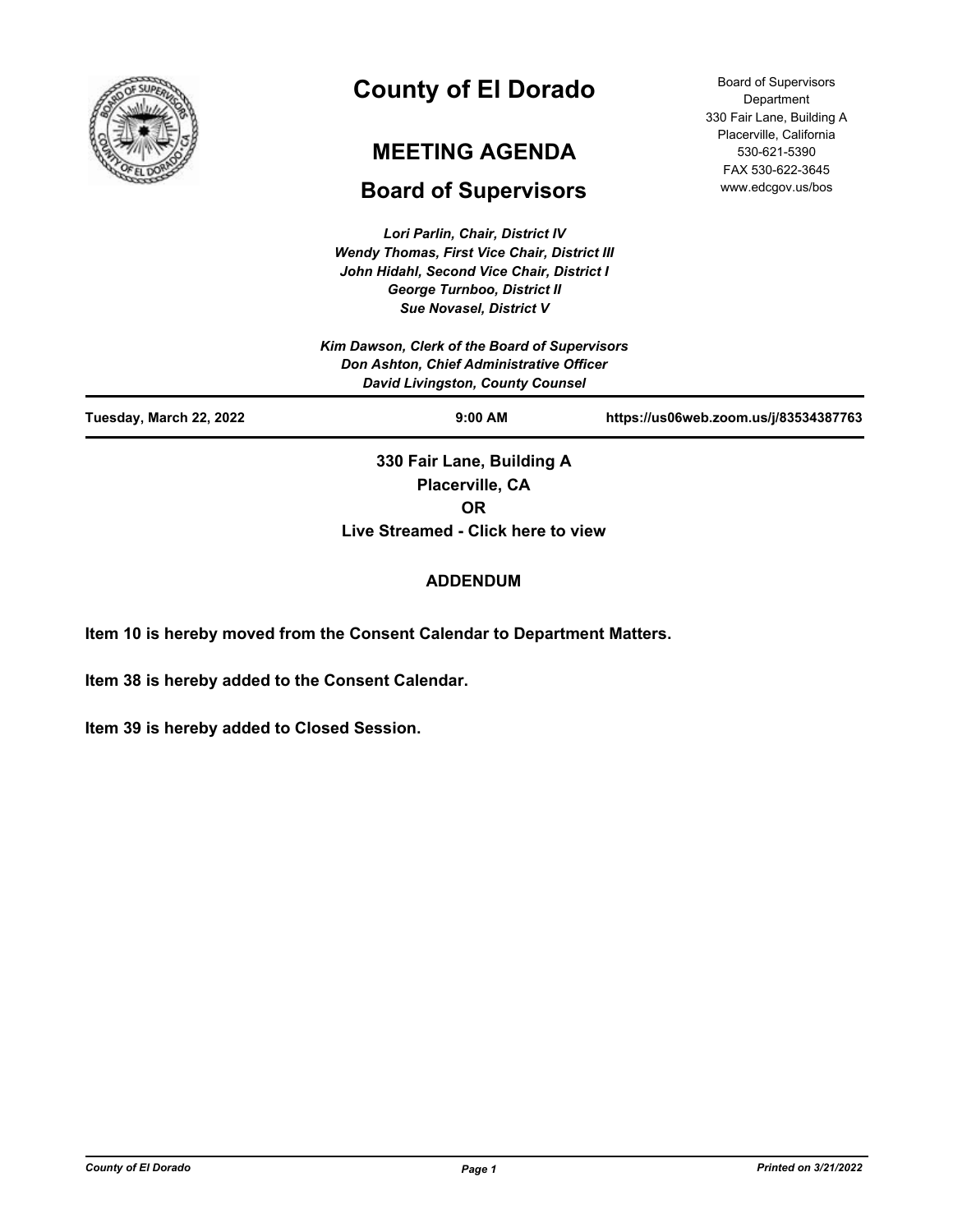# County of El Dorado

## MEETING AGENDA

## Board of Supervisors

Board of Supervisors Department
330 Fair Lane, Building A
Placerville, California
530-621-5390
FAX 530-622-3645
www.edcgov.us/bos

*Lori Parlin, Chair, District IV*
*Wendy Thomas, First Vice Chair, District III*
*John Hidahl, Second Vice Chair, District I*
*George Turnboo, District II*
*Sue Novasel, District V*

*Kim Dawson, Clerk of the Board of Supervisors*
*Don Ashton, Chief Administrative Officer*
*David Livingston, County Counsel*

**Tuesday, March 22, 2022** **9:00 AM** **https://us06web.zoom.us/j/83534387763**

**330 Fair Lane, Building A**
**Placerville, CA**
**OR**
**Live Streamed - Click here to view**

**ADDENDUM**

**Item 10 is hereby moved from the Consent Calendar to Department Matters.**

**Item 38 is hereby added to the Consent Calendar.**

**Item 39 is hereby added to Closed Session.**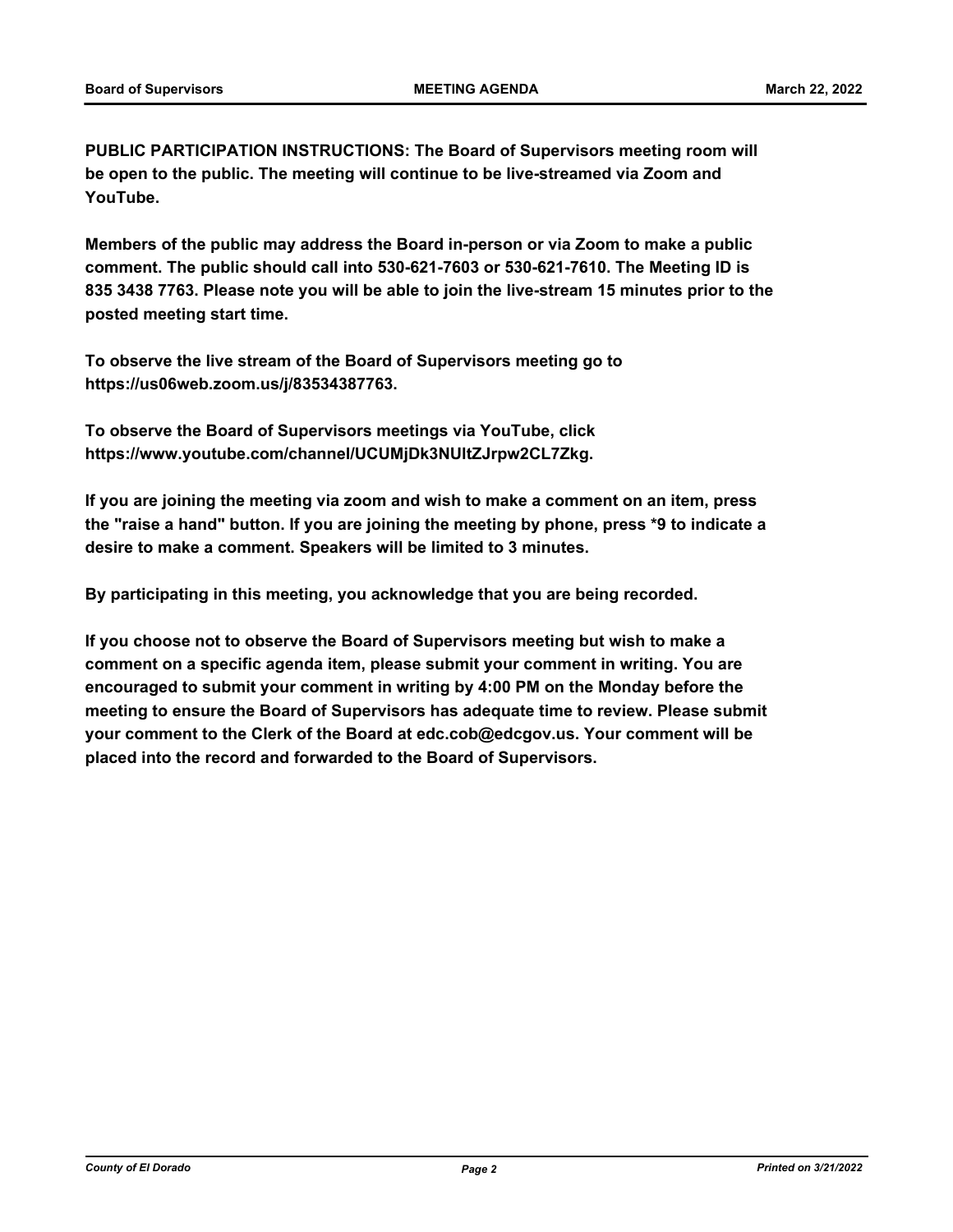**PUBLIC PARTICIPATION INSTRUCTIONS: The Board of Supervisors meeting room will be open to the public. The meeting will continue to be live-streamed via Zoom and YouTube.**

**Members of the public may address the Board in-person or via Zoom to make a public comment. The public should call into 530-621-7603 or 530-621-7610. The Meeting ID is 835 3438 7763. Please note you will be able to join the live-stream 15 minutes prior to the posted meeting start time.**

**To observe the live stream of the Board of Supervisors meeting go to https://us06web.zoom.us/j/83534387763.**

**To observe the Board of Supervisors meetings via YouTube, click https://www.youtube.com/channel/UCUMjDk3NUltZJrpw2CL7Zkg.**

**If you are joining the meeting via zoom and wish to make a comment on an item, press the "raise a hand" button. If you are joining the meeting by phone, press *9 to indicate a desire to make a comment. Speakers will be limited to 3 minutes.**

**By participating in this meeting, you acknowledge that you are being recorded.**

**If you choose not to observe the Board of Supervisors meeting but wish to make a comment on a specific agenda item, please submit your comment in writing. You are encouraged to submit your comment in writing by 4:00 PM on the Monday before the meeting to ensure the Board of Supervisors has adequate time to review. Please submit your comment to the Clerk of the Board at edc.cob@edcgov.us. Your comment will be placed into the record and forwarded to the Board of Supervisors.**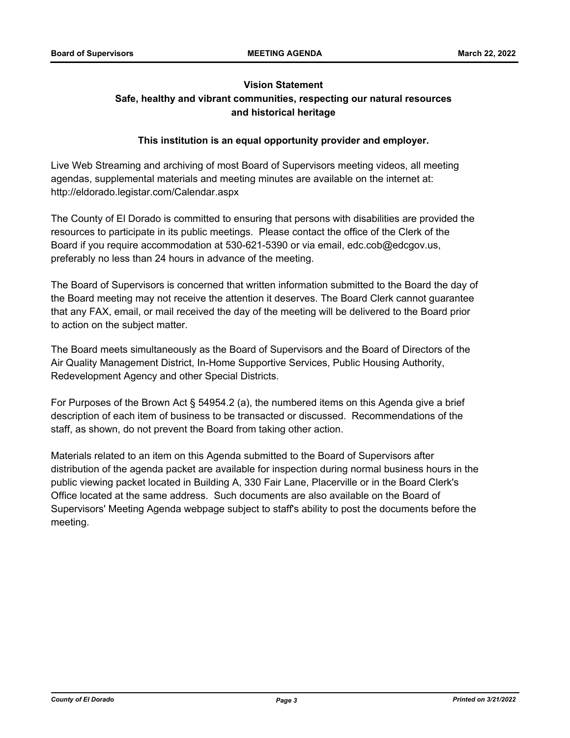**Vision Statement**

**Safe, healthy and vibrant communities, respecting our natural resources and historical heritage**

**This institution is an equal opportunity provider and employer.**

Live Web Streaming and archiving of most Board of Supervisors meeting videos, all meeting agendas, supplemental materials and meeting minutes are available on the internet at: http://eldorado.legistar.com/Calendar.aspx

The County of El Dorado is committed to ensuring that persons with disabilities are provided the resources to participate in its public meetings. Please contact the office of the Clerk of the Board if you require accommodation at 530-621-5390 or via email, edc.cob@edcgov.us, preferably no less than 24 hours in advance of the meeting.

The Board of Supervisors is concerned that written information submitted to the Board the day of the Board meeting may not receive the attention it deserves. The Board Clerk cannot guarantee that any FAX, email, or mail received the day of the meeting will be delivered to the Board prior to action on the subject matter.

The Board meets simultaneously as the Board of Supervisors and the Board of Directors of the Air Quality Management District, In-Home Supportive Services, Public Housing Authority, Redevelopment Agency and other Special Districts.

For Purposes of the Brown Act § 54954.2 (a), the numbered items on this Agenda give a brief description of each item of business to be transacted or discussed. Recommendations of the staff, as shown, do not prevent the Board from taking other action.

Materials related to an item on this Agenda submitted to the Board of Supervisors after distribution of the agenda packet are available for inspection during normal business hours in the public viewing packet located in Building A, 330 Fair Lane, Placerville or in the Board Clerk's Office located at the same address. Such documents are also available on the Board of Supervisors' Meeting Agenda webpage subject to staff's ability to post the documents before the meeting.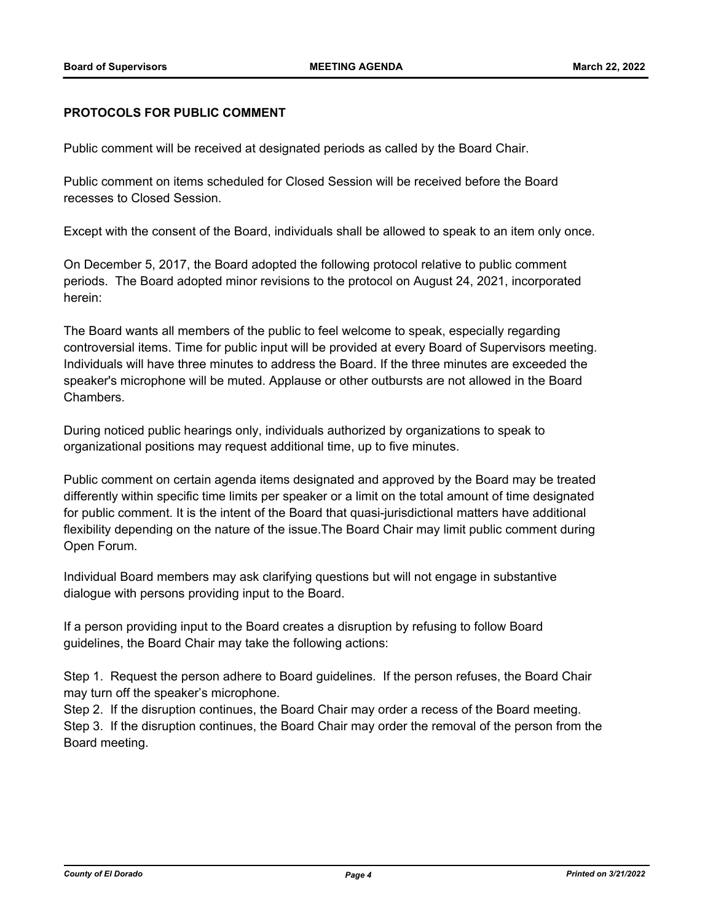## PROTOCOLS FOR PUBLIC COMMENT

Public comment will be received at designated periods as called by the Board Chair.

Public comment on items scheduled for Closed Session will be received before the Board recesses to Closed Session.

Except with the consent of the Board, individuals shall be allowed to speak to an item only once.

On December 5, 2017, the Board adopted the following protocol relative to public comment periods. The Board adopted minor revisions to the protocol on August 24, 2021, incorporated herein:

The Board wants all members of the public to feel welcome to speak, especially regarding controversial items. Time for public input will be provided at every Board of Supervisors meeting. Individuals will have three minutes to address the Board. If the three minutes are exceeded the speaker's microphone will be muted. Applause or other outbursts are not allowed in the Board Chambers.

During noticed public hearings only, individuals authorized by organizations to speak to organizational positions may request additional time, up to five minutes.

Public comment on certain agenda items designated and approved by the Board may be treated differently within specific time limits per speaker or a limit on the total amount of time designated for public comment. It is the intent of the Board that quasi-jurisdictional matters have additional flexibility depending on the nature of the issue.The Board Chair may limit public comment during Open Forum.

Individual Board members may ask clarifying questions but will not engage in substantive dialogue with persons providing input to the Board.

If a person providing input to the Board creates a disruption by refusing to follow Board guidelines, the Board Chair may take the following actions:

Step 1. Request the person adhere to Board guidelines. If the person refuses, the Board Chair may turn off the speaker's microphone.
Step 2. If the disruption continues, the Board Chair may order a recess of the Board meeting.
Step 3. If the disruption continues, the Board Chair may order the removal of the person from the Board meeting.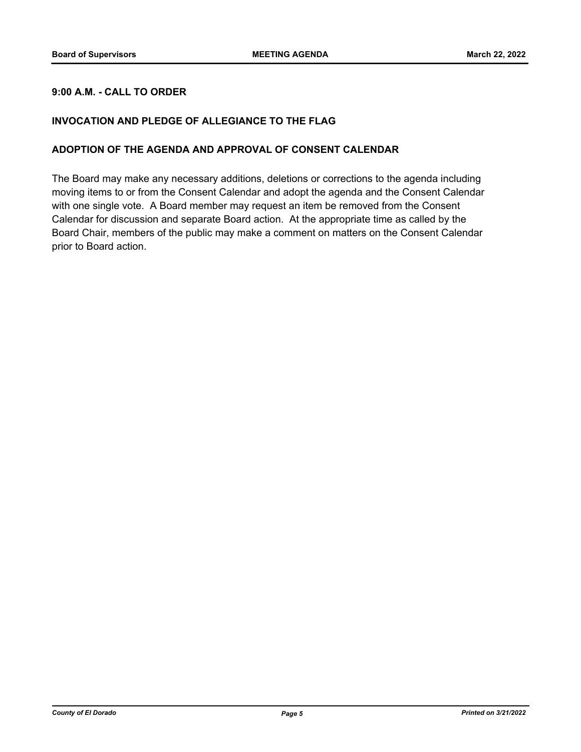**9:00 A.M. - CALL TO ORDER**

**INVOCATION AND PLEDGE OF ALLEGIANCE TO THE FLAG**

**ADOPTION OF THE AGENDA AND APPROVAL OF CONSENT CALENDAR**

The Board may make any necessary additions, deletions or corrections to the agenda including moving items to or from the Consent Calendar and adopt the agenda and the Consent Calendar with one single vote. A Board member may request an item be removed from the Consent Calendar for discussion and separate Board action. At the appropriate time as called by the Board Chair, members of the public may make a comment on matters on the Consent Calendar prior to Board action.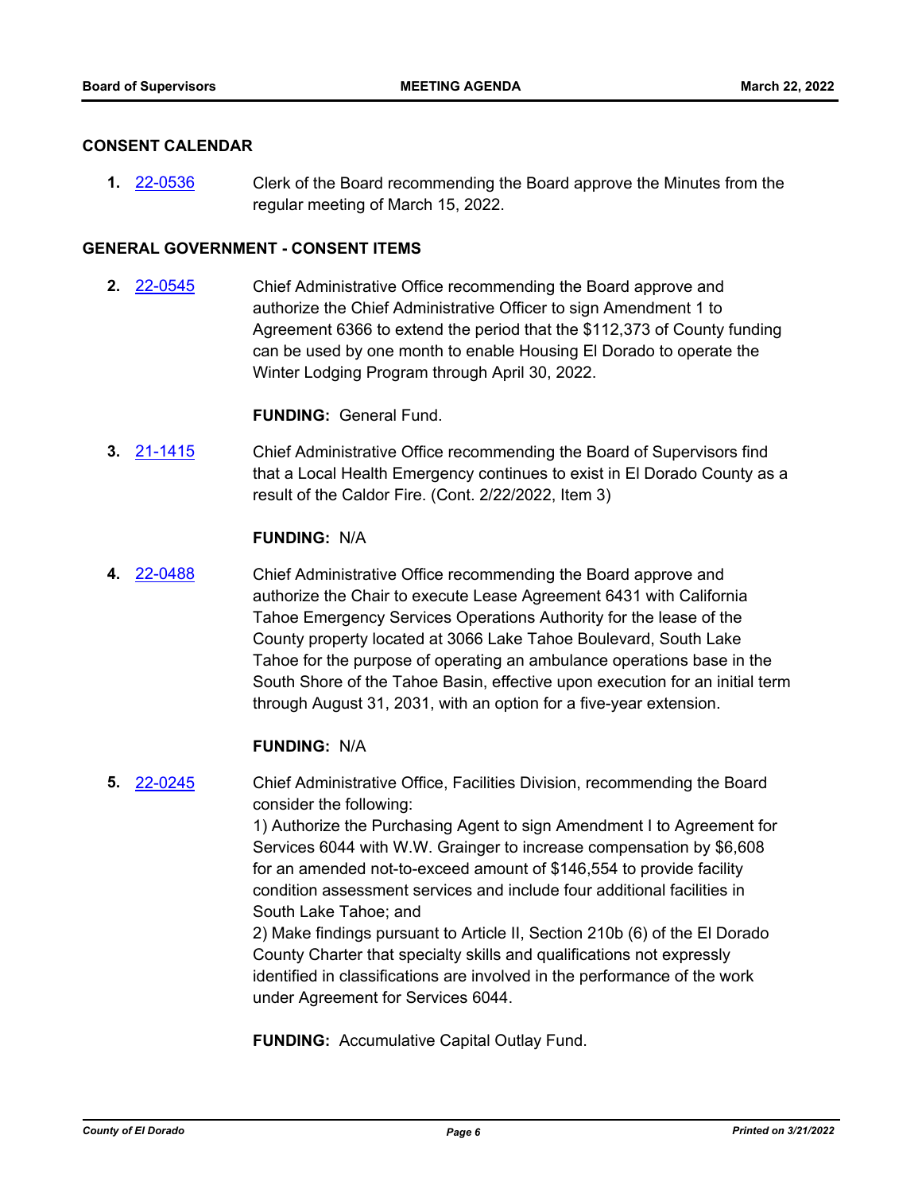## CONSENT CALENDAR

**1.** 22-0536 Clerk of the Board recommending the Board approve the Minutes from the regular meeting of March 15, 2022.

## GENERAL GOVERNMENT - CONSENT ITEMS

**2.** 22-0545 Chief Administrative Office recommending the Board approve and authorize the Chief Administrative Officer to sign Amendment 1 to Agreement 6366 to extend the period that the $112,373 of County funding can be used by one month to enable Housing El Dorado to operate the Winter Lodging Program through April 30, 2022.

**FUNDING:** General Fund.

**3.** 21-1415 Chief Administrative Office recommending the Board of Supervisors find that a Local Health Emergency continues to exist in El Dorado County as a result of the Caldor Fire. (Cont. 2/22/2022, Item 3)

**FUNDING:** N/A

**4.** 22-0488 Chief Administrative Office recommending the Board approve and authorize the Chair to execute Lease Agreement 6431 with California Tahoe Emergency Services Operations Authority for the lease of the County property located at 3066 Lake Tahoe Boulevard, South Lake Tahoe for the purpose of operating an ambulance operations base in the South Shore of the Tahoe Basin, effective upon execution for an initial term through August 31, 2031, with an option for a five-year extension.

**FUNDING:** N/A

**5.** 22-0245 Chief Administrative Office, Facilities Division, recommending the Board consider the following:
1) Authorize the Purchasing Agent to sign Amendment I to Agreement for Services 6044 with W.W. Grainger to increase compensation by $6,608 for an amended not-to-exceed amount of $146,554 to provide facility condition assessment services and include four additional facilities in South Lake Tahoe; and
2) Make findings pursuant to Article II, Section 210b (6) of the El Dorado County Charter that specialty skills and qualifications not expressly identified in classifications are involved in the performance of the work under Agreement for Services 6044.

**FUNDING:** Accumulative Capital Outlay Fund.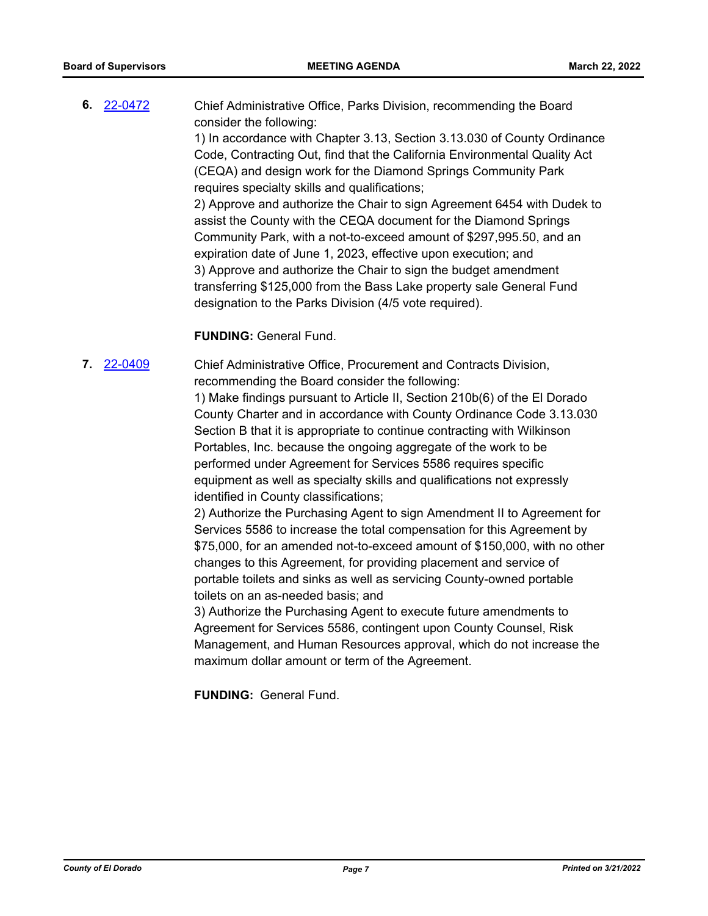**6.** 22-0472

Chief Administrative Office, Parks Division, recommending the Board consider the following:

1) In accordance with Chapter 3.13, Section 3.13.030 of County Ordinance Code, Contracting Out, find that the California Environmental Quality Act (CEQA) and design work for the Diamond Springs Community Park requires specialty skills and qualifications;

2) Approve and authorize the Chair to sign Agreement 6454 with Dudek to assist the County with the CEQA document for the Diamond Springs Community Park, with a not-to-exceed amount of $297,995.50, and an expiration date of June 1, 2023, effective upon execution; and

3) Approve and authorize the Chair to sign the budget amendment transferring $125,000 from the Bass Lake property sale General Fund designation to the Parks Division (4/5 vote required).

**FUNDING:** General Fund.

**7.** 22-0409

Chief Administrative Office, Procurement and Contracts Division, recommending the Board consider the following:

1) Make findings pursuant to Article II, Section 210b(6) of the El Dorado County Charter and in accordance with County Ordinance Code 3.13.030 Section B that it is appropriate to continue contracting with Wilkinson Portables, Inc. because the ongoing aggregate of the work to be performed under Agreement for Services 5586 requires specific equipment as well as specialty skills and qualifications not expressly identified in County classifications;

2) Authorize the Purchasing Agent to sign Amendment II to Agreement for Services 5586 to increase the total compensation for this Agreement by $75,000, for an amended not-to-exceed amount of $150,000, with no other changes to this Agreement, for providing placement and service of portable toilets and sinks as well as servicing County-owned portable toilets on an as-needed basis; and

3) Authorize the Purchasing Agent to execute future amendments to Agreement for Services 5586, contingent upon County Counsel, Risk Management, and Human Resources approval, which do not increase the maximum dollar amount or term of the Agreement.

**FUNDING:** General Fund.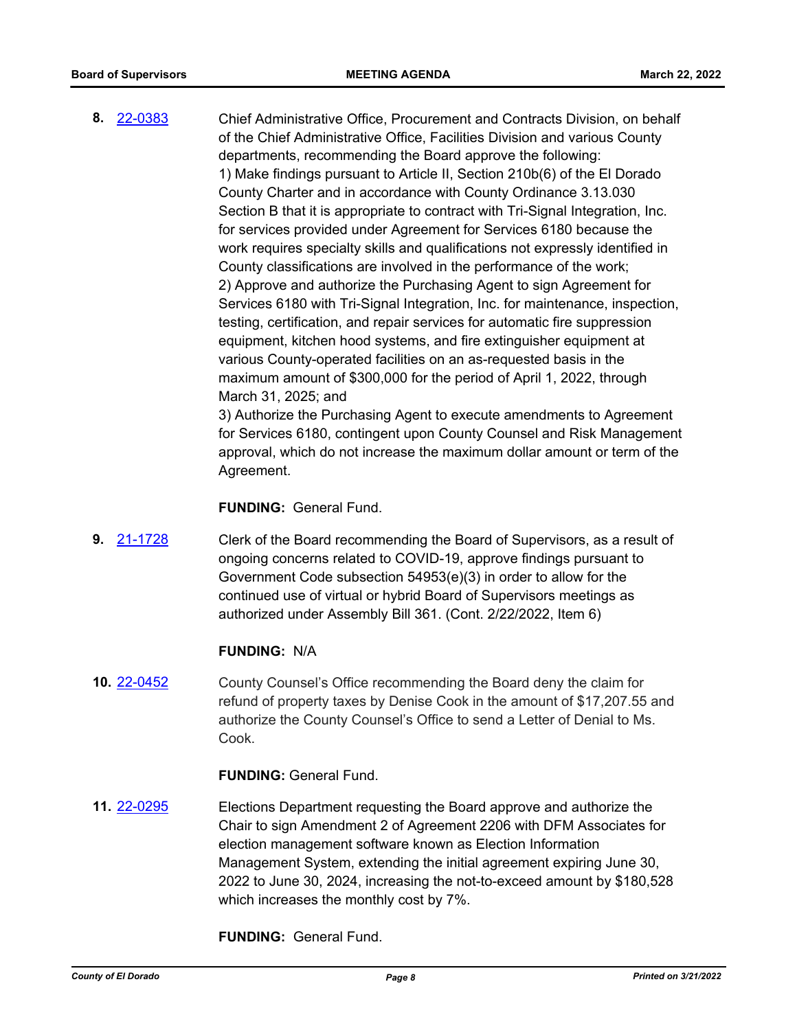**8.** [22-0383](22-0383) Chief Administrative Office, Procurement and Contracts Division, on behalf of the Chief Administrative Office, Facilities Division and various County departments, recommending the Board approve the following:
1) Make findings pursuant to Article II, Section 210b(6) of the El Dorado County Charter and in accordance with County Ordinance 3.13.030 Section B that it is appropriate to contract with Tri-Signal Integration, Inc. for services provided under Agreement for Services 6180 because the work requires specialty skills and qualifications not expressly identified in County classifications are involved in the performance of the work;
2) Approve and authorize the Purchasing Agent to sign Agreement for Services 6180 with Tri-Signal Integration, Inc. for maintenance, inspection, testing, certification, and repair services for automatic fire suppression equipment, kitchen hood systems, and fire extinguisher equipment at various County-operated facilities on an as-requested basis in the maximum amount of $300,000 for the period of April 1, 2022, through March 31, 2025; and
3) Authorize the Purchasing Agent to execute amendments to Agreement for Services 6180, contingent upon County Counsel and Risk Management approval, which do not increase the maximum dollar amount or term of the Agreement.

**FUNDING:** General Fund.

**9.** [21-1728](21-1728) Clerk of the Board recommending the Board of Supervisors, as a result of ongoing concerns related to COVID-19, approve findings pursuant to Government Code subsection 54953(e)(3) in order to allow for the continued use of virtual or hybrid Board of Supervisors meetings as authorized under Assembly Bill 361. (Cont. 2/22/2022, Item 6)

**FUNDING:** N/A

**10.** [22-0452](22-0452) County Counsel's Office recommending the Board deny the claim for refund of property taxes by Denise Cook in the amount of $17,207.55 and authorize the County Counsel's Office to send a Letter of Denial to Ms. Cook.

**FUNDING:** General Fund.

**11.** [22-0295](22-0295) Elections Department requesting the Board approve and authorize the Chair to sign Amendment 2 of Agreement 2206 with DFM Associates for election management software known as Election Information Management System, extending the initial agreement expiring June 30, 2022 to June 30, 2024, increasing the not-to-exceed amount by $180,528 which increases the monthly cost by 7%.

**FUNDING:** General Fund.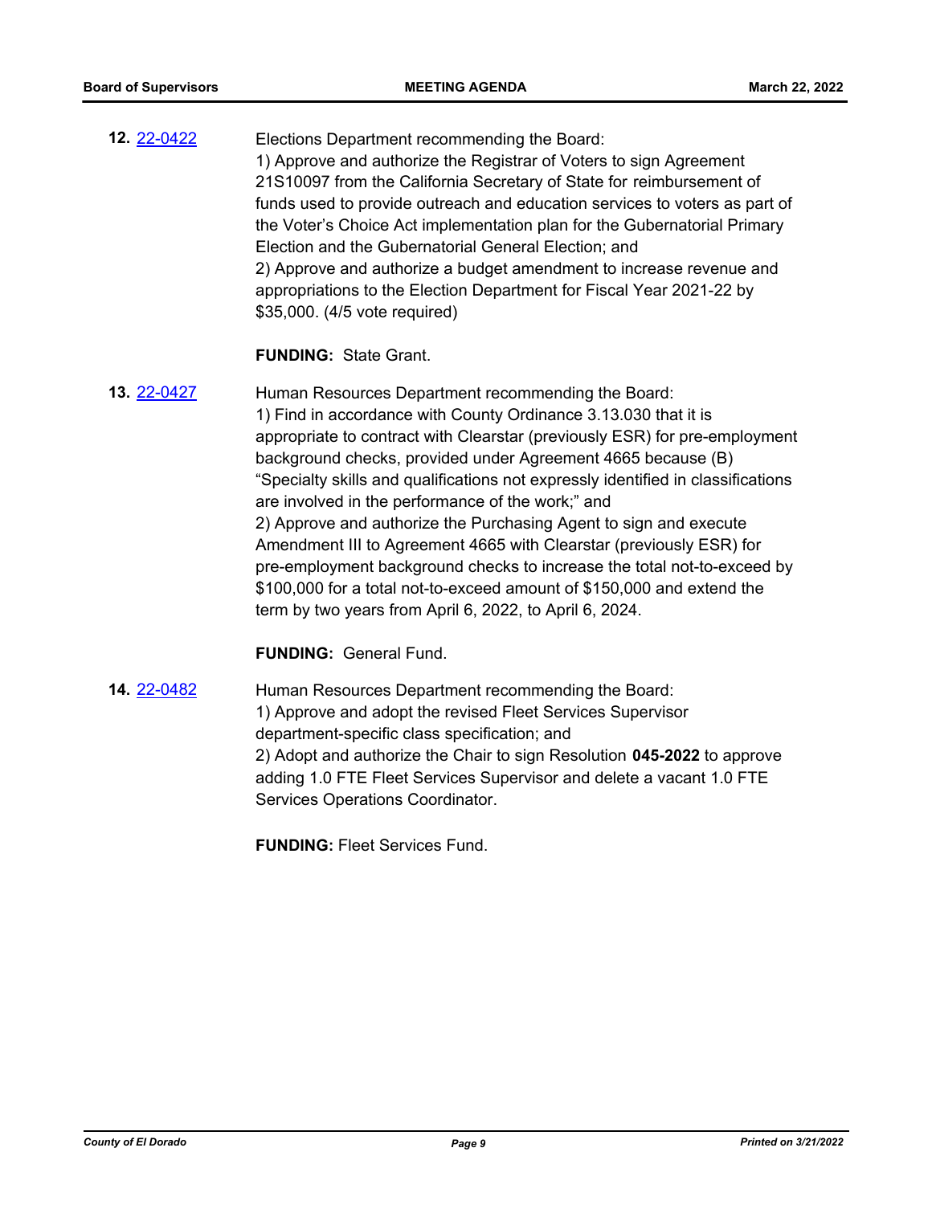**12.** [22-0422](22-0422)

Elections Department recommending the Board:
1) Approve and authorize the Registrar of Voters to sign Agreement 21S10097 from the California Secretary of State for reimbursement of funds used to provide outreach and education services to voters as part of the Voter's Choice Act implementation plan for the Gubernatorial Primary Election and the Gubernatorial General Election; and
2) Approve and authorize a budget amendment to increase revenue and appropriations to the Election Department for Fiscal Year 2021-22 by $35,000. (4/5 vote required)

**FUNDING:** State Grant.

**13.** [22-0427](22-0427)

Human Resources Department recommending the Board:
1) Find in accordance with County Ordinance 3.13.030 that it is appropriate to contract with Clearstar (previously ESR) for pre-employment background checks, provided under Agreement 4665 because (B) "Specialty skills and qualifications not expressly identified in classifications are involved in the performance of the work;" and
2) Approve and authorize the Purchasing Agent to sign and execute Amendment III to Agreement 4665 with Clearstar (previously ESR) for pre-employment background checks to increase the total not-to-exceed by $100,000 for a total not-to-exceed amount of $150,000 and extend the term by two years from April 6, 2022, to April 6, 2024.

**FUNDING:** General Fund.

**14.** [22-0482](22-0482)

Human Resources Department recommending the Board:
1) Approve and adopt the revised Fleet Services Supervisor department-specific class specification; and
2) Adopt and authorize the Chair to sign Resolution **045-2022** to approve adding 1.0 FTE Fleet Services Supervisor and delete a vacant 1.0 FTE Services Operations Coordinator.

**FUNDING:** Fleet Services Fund.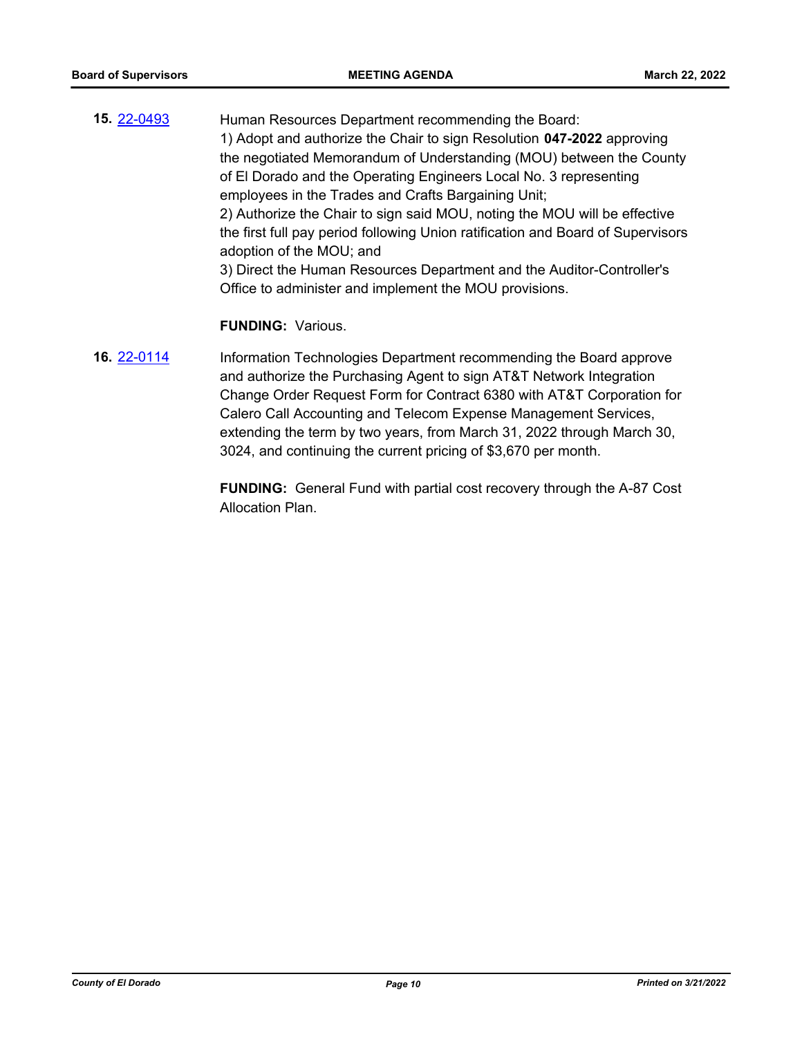**15.** [22-0493](22-0493)

Human Resources Department recommending the Board:
1) Adopt and authorize the Chair to sign Resolution **047-2022** approving the negotiated Memorandum of Understanding (MOU) between the County of El Dorado and the Operating Engineers Local No. 3 representing employees in the Trades and Crafts Bargaining Unit;
2) Authorize the Chair to sign said MOU, noting the MOU will be effective the first full pay period following Union ratification and Board of Supervisors adoption of the MOU; and
3) Direct the Human Resources Department and the Auditor-Controller's Office to administer and implement the MOU provisions.

**FUNDING:** Various.

**16.** [22-0114](22-0114)

Information Technologies Department recommending the Board approve and authorize the Purchasing Agent to sign AT&T Network Integration Change Order Request Form for Contract 6380 with AT&T Corporation for Calero Call Accounting and Telecom Expense Management Services, extending the term by two years, from March 31, 2022 through March 30, 3024, and continuing the current pricing of $3,670 per month.

**FUNDING:** General Fund with partial cost recovery through the A-87 Cost Allocation Plan.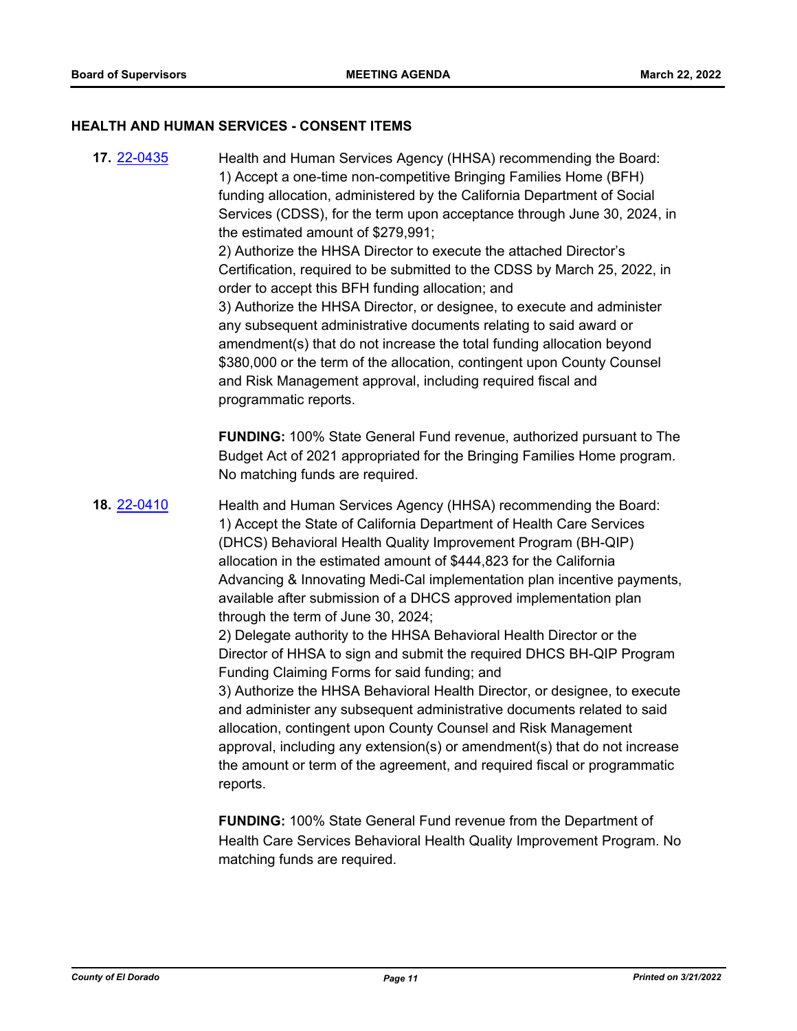## HEALTH AND HUMAN SERVICES - CONSENT ITEMS

**17.** 22-0435

Health and Human Services Agency (HHSA) recommending the Board:
1) Accept a one-time non-competitive Bringing Families Home (BFH) funding allocation, administered by the California Department of Social Services (CDSS), for the term upon acceptance through June 30, 2024, in the estimated amount of $279,991;
2) Authorize the HHSA Director to execute the attached Director's Certification, required to be submitted to the CDSS by March 25, 2022, in order to accept this BFH funding allocation; and
3) Authorize the HHSA Director, or designee, to execute and administer any subsequent administrative documents relating to said award or amendment(s) that do not increase the total funding allocation beyond $380,000 or the term of the allocation, contingent upon County Counsel and Risk Management approval, including required fiscal and programmatic reports.

**FUNDING:** 100% State General Fund revenue, authorized pursuant to The Budget Act of 2021 appropriated for the Bringing Families Home program. No matching funds are required.

**18.** 22-0410

Health and Human Services Agency (HHSA) recommending the Board:
1) Accept the State of California Department of Health Care Services (DHCS) Behavioral Health Quality Improvement Program (BH-QIP) allocation in the estimated amount of $444,823 for the California Advancing & Innovating Medi-Cal implementation plan incentive payments, available after submission of a DHCS approved implementation plan through the term of June 30, 2024;
2) Delegate authority to the HHSA Behavioral Health Director or the Director of HHSA to sign and submit the required DHCS BH-QIP Program Funding Claiming Forms for said funding; and
3) Authorize the HHSA Behavioral Health Director, or designee, to execute and administer any subsequent administrative documents related to said allocation, contingent upon County Counsel and Risk Management approval, including any extension(s) or amendment(s) that do not increase the amount or term of the agreement, and required fiscal or programmatic reports.

**FUNDING:** 100% State General Fund revenue from the Department of Health Care Services Behavioral Health Quality Improvement Program. No matching funds are required.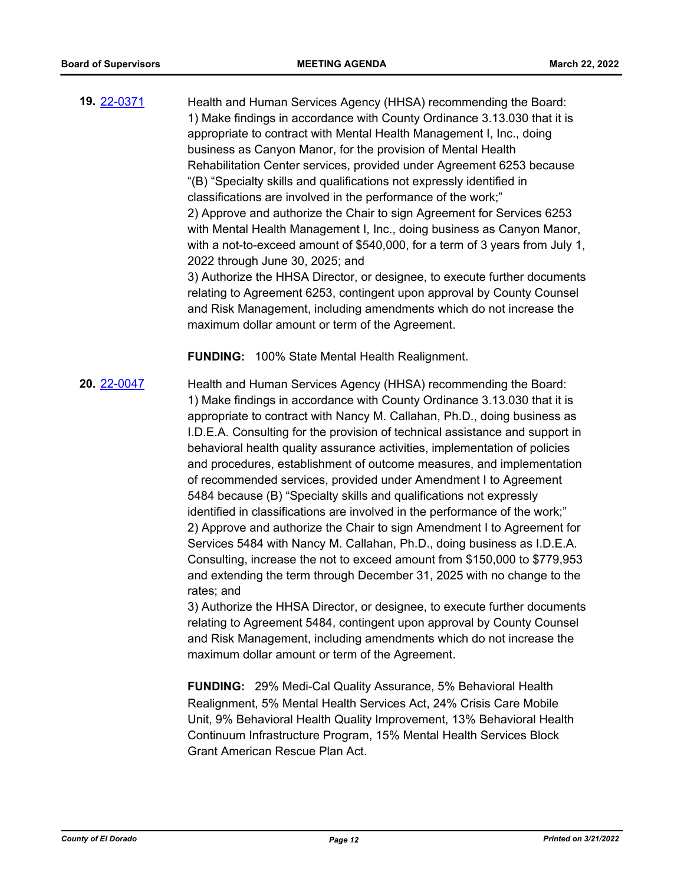**19.** [22-0371](22-0371)

Health and Human Services Agency (HHSA) recommending the Board:
1) Make findings in accordance with County Ordinance 3.13.030 that it is appropriate to contract with Mental Health Management I, Inc., doing business as Canyon Manor, for the provision of Mental Health Rehabilitation Center services, provided under Agreement 6253 because "(B) "Specialty skills and qualifications not expressly identified in classifications are involved in the performance of the work;"
2) Approve and authorize the Chair to sign Agreement for Services 6253 with Mental Health Management I, Inc., doing business as Canyon Manor, with a not-to-exceed amount of $540,000, for a term of 3 years from July 1, 2022 through June 30, 2025; and
3) Authorize the HHSA Director, or designee, to execute further documents relating to Agreement 6253, contingent upon approval by County Counsel and Risk Management, including amendments which do not increase the maximum dollar amount or term of the Agreement.

**FUNDING:** 100% State Mental Health Realignment.

**20.** [22-0047](22-0047)

Health and Human Services Agency (HHSA) recommending the Board:
1) Make findings in accordance with County Ordinance 3.13.030 that it is appropriate to contract with Nancy M. Callahan, Ph.D., doing business as I.D.E.A. Consulting for the provision of technical assistance and support in behavioral health quality assurance activities, implementation of policies and procedures, establishment of outcome measures, and implementation of recommended services, provided under Amendment I to Agreement 5484 because (B) "Specialty skills and qualifications not expressly identified in classifications are involved in the performance of the work;"
2) Approve and authorize the Chair to sign Amendment I to Agreement for Services 5484 with Nancy M. Callahan, Ph.D., doing business as I.D.E.A. Consulting, increase the not to exceed amount from $150,000 to $779,953 and extending the term through December 31, 2025 with no change to the rates; and
3) Authorize the HHSA Director, or designee, to execute further documents relating to Agreement 5484, contingent upon approval by County Counsel and Risk Management, including amendments which do not increase the maximum dollar amount or term of the Agreement.

**FUNDING:** 29% Medi-Cal Quality Assurance, 5% Behavioral Health Realignment, 5% Mental Health Services Act, 24% Crisis Care Mobile Unit, 9% Behavioral Health Quality Improvement, 13% Behavioral Health Continuum Infrastructure Program, 15% Mental Health Services Block Grant American Rescue Plan Act.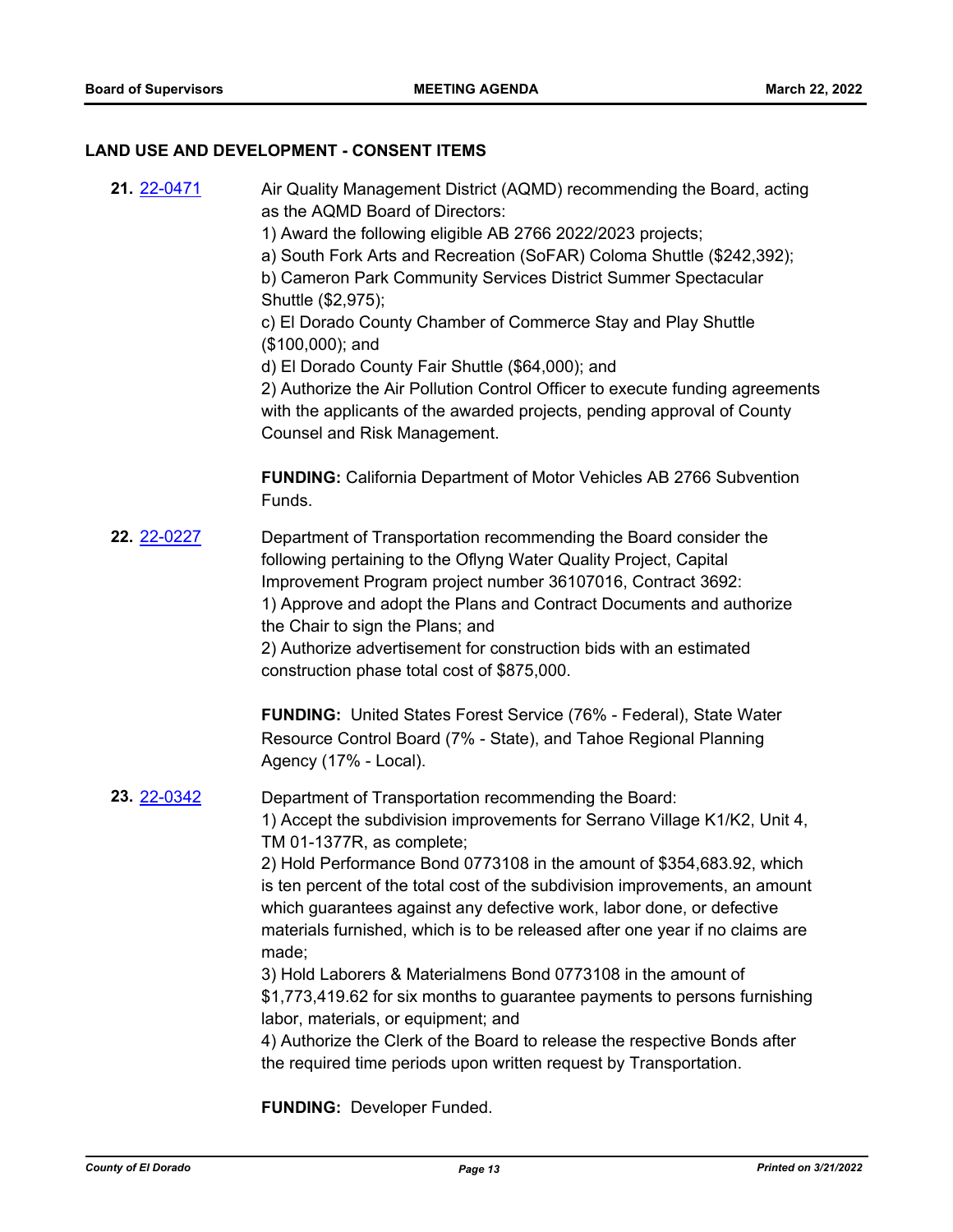## LAND USE AND DEVELOPMENT - CONSENT ITEMS

**21.** 22-0471

Air Quality Management District (AQMD) recommending the Board, acting as the AQMD Board of Directors:
1) Award the following eligible AB 2766 2022/2023 projects;
a) South Fork Arts and Recreation (SoFAR) Coloma Shuttle ($242,392);
b) Cameron Park Community Services District Summer Spectacular Shuttle ($2,975);
c) El Dorado County Chamber of Commerce Stay and Play Shuttle ($100,000); and
d) El Dorado County Fair Shuttle ($64,000); and
2) Authorize the Air Pollution Control Officer to execute funding agreements with the applicants of the awarded projects, pending approval of County Counsel and Risk Management.

**FUNDING:** California Department of Motor Vehicles AB 2766 Subvention Funds.

**22.** 22-0227

Department of Transportation recommending the Board consider the following pertaining to the Oflyng Water Quality Project, Capital Improvement Program project number 36107016, Contract 3692:
1) Approve and adopt the Plans and Contract Documents and authorize the Chair to sign the Plans; and
2) Authorize advertisement for construction bids with an estimated construction phase total cost of $875,000.

**FUNDING:** United States Forest Service (76% - Federal), State Water Resource Control Board (7% - State), and Tahoe Regional Planning Agency (17% - Local).

**23.** 22-0342

Department of Transportation recommending the Board:
1) Accept the subdivision improvements for Serrano Village K1/K2, Unit 4, TM 01-1377R, as complete;
2) Hold Performance Bond 0773108 in the amount of $354,683.92, which is ten percent of the total cost of the subdivision improvements, an amount which guarantees against any defective work, labor done, or defective materials furnished, which is to be released after one year if no claims are made;
3) Hold Laborers & Materialmens Bond 0773108 in the amount of $1,773,419.62 for six months to guarantee payments to persons furnishing labor, materials, or equipment; and
4) Authorize the Clerk of the Board to release the respective Bonds after the required time periods upon written request by Transportation.

**FUNDING:** Developer Funded.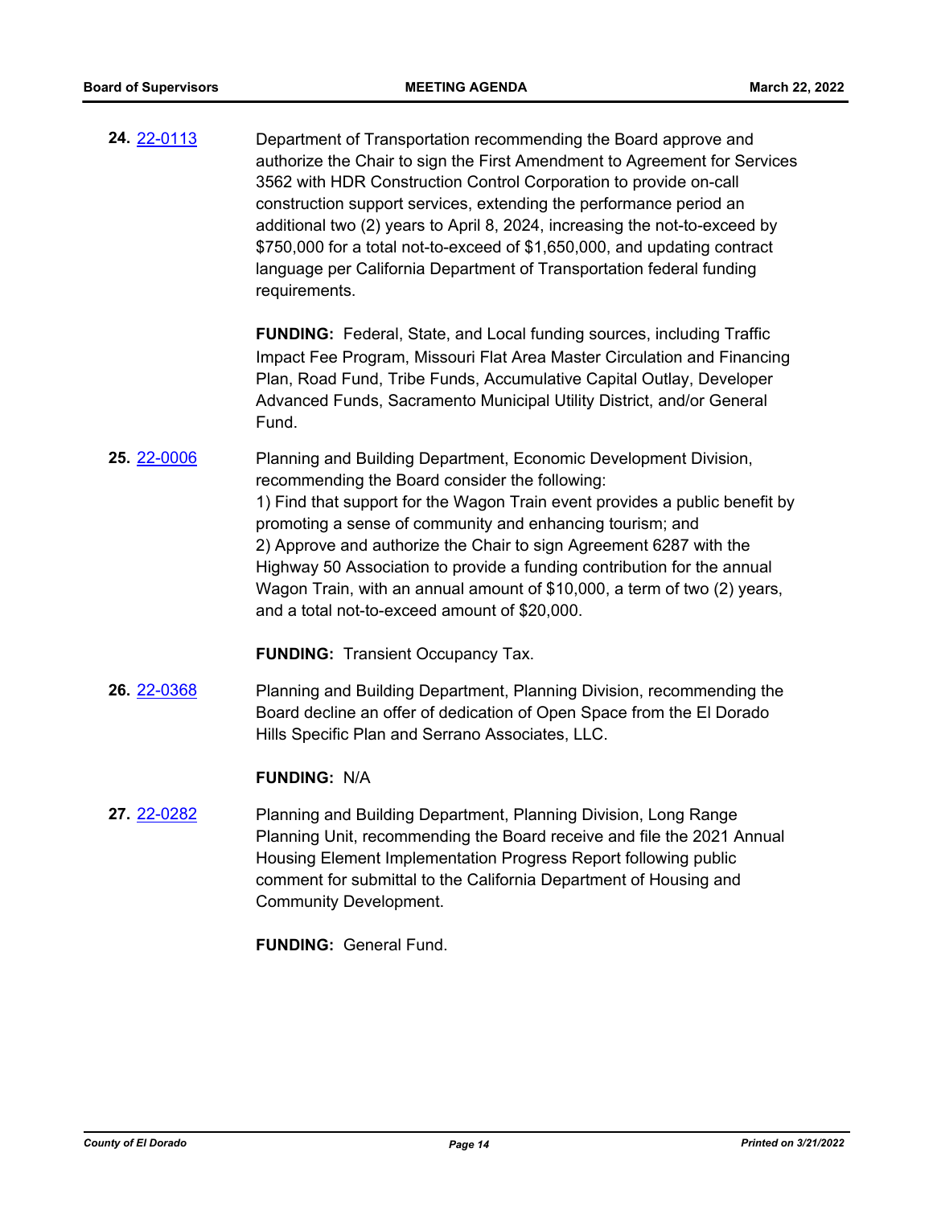**24.** 22-0113 Department of Transportation recommending the Board approve and authorize the Chair to sign the First Amendment to Agreement for Services 3562 with HDR Construction Control Corporation to provide on-call construction support services, extending the performance period an additional two (2) years to April 8, 2024, increasing the not-to-exceed by $750,000 for a total not-to-exceed of $1,650,000, and updating contract language per California Department of Transportation federal funding requirements.

**FUNDING:** Federal, State, and Local funding sources, including Traffic Impact Fee Program, Missouri Flat Area Master Circulation and Financing Plan, Road Fund, Tribe Funds, Accumulative Capital Outlay, Developer Advanced Funds, Sacramento Municipal Utility District, and/or General Fund.

**25.** 22-0006 Planning and Building Department, Economic Development Division, recommending the Board consider the following:

1) Find that support for the Wagon Train event provides a public benefit by promoting a sense of community and enhancing tourism; and

2) Approve and authorize the Chair to sign Agreement 6287 with the Highway 50 Association to provide a funding contribution for the annual Wagon Train, with an annual amount of $10,000, a term of two (2) years, and a total not-to-exceed amount of $20,000.

**FUNDING:** Transient Occupancy Tax.

**26.** 22-0368 Planning and Building Department, Planning Division, recommending the Board decline an offer of dedication of Open Space from the El Dorado Hills Specific Plan and Serrano Associates, LLC.

**FUNDING:** N/A

**27.** 22-0282 Planning and Building Department, Planning Division, Long Range Planning Unit, recommending the Board receive and file the 2021 Annual Housing Element Implementation Progress Report following public comment for submittal to the California Department of Housing and Community Development.

**FUNDING:** General Fund.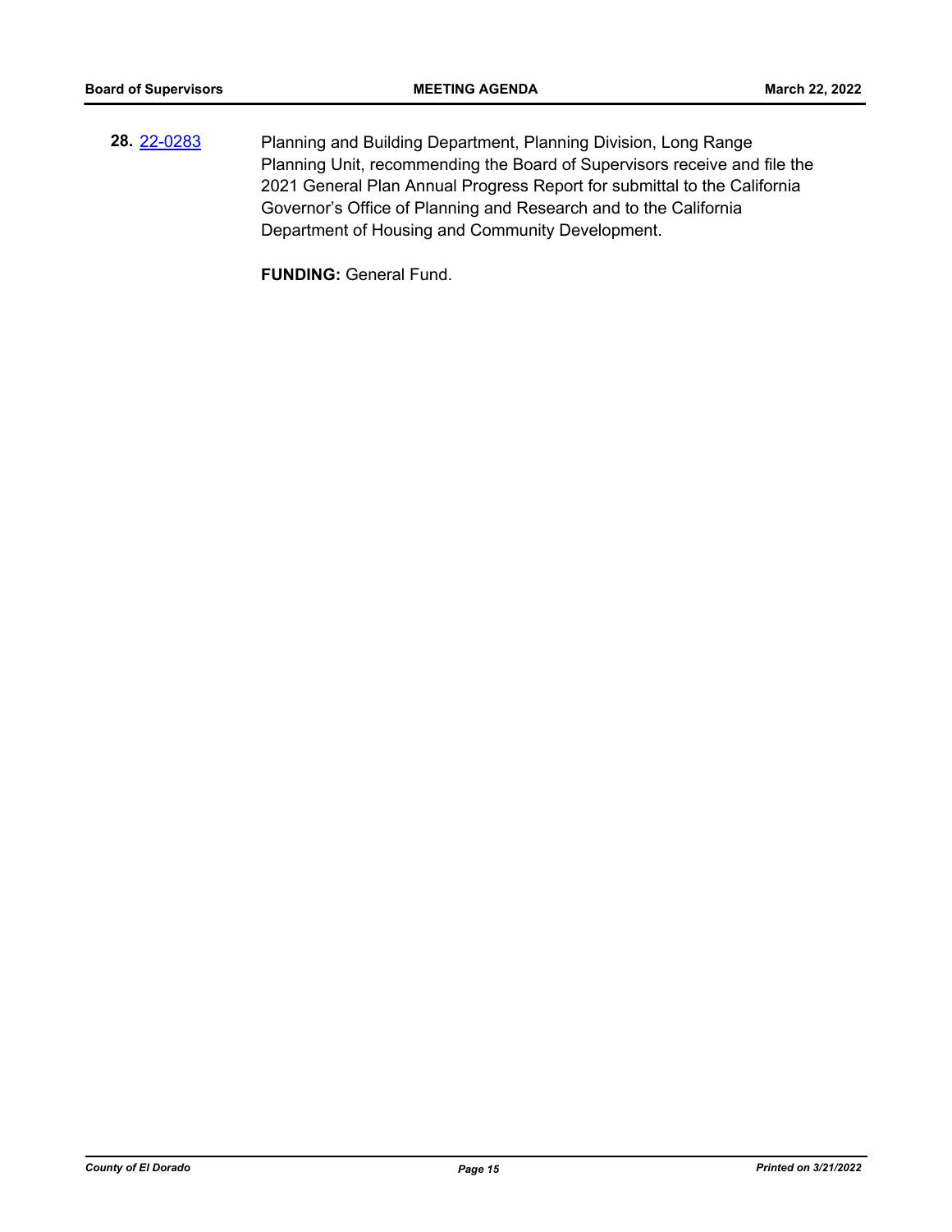**28.** 22-0283 Planning and Building Department, Planning Division, Long Range Planning Unit, recommending the Board of Supervisors receive and file the 2021 General Plan Annual Progress Report for submittal to the California Governor’s Office of Planning and Research and to the California Department of Housing and Community Development.

**FUNDING:** General Fund.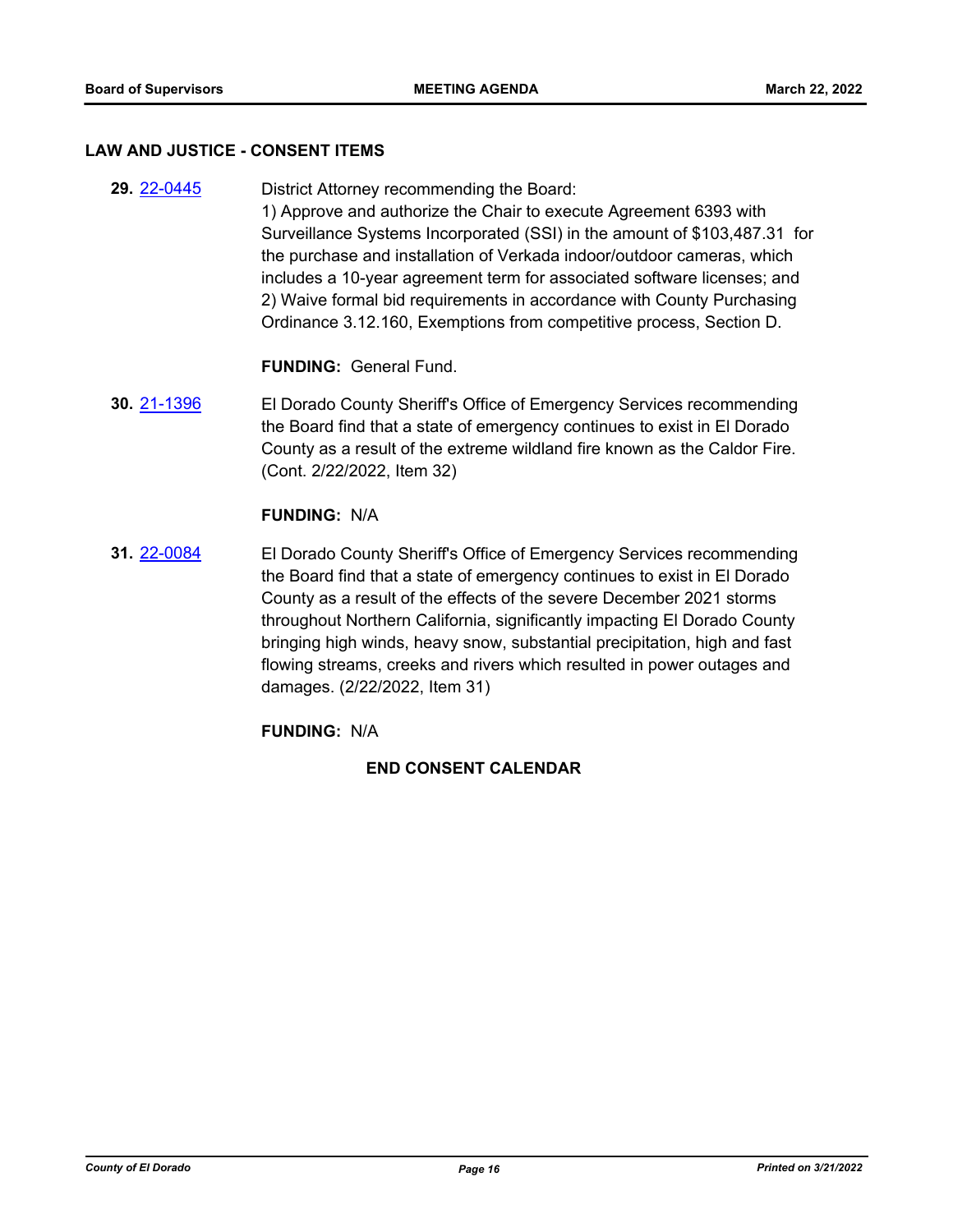## LAW AND JUSTICE - CONSENT ITEMS

**29.** 22-0445

District Attorney recommending the Board:
1) Approve and authorize the Chair to execute Agreement 6393 with Surveillance Systems Incorporated (SSI) in the amount of $103,487.31 for the purchase and installation of Verkada indoor/outdoor cameras, which includes a 10-year agreement term for associated software licenses; and
2) Waive formal bid requirements in accordance with County Purchasing Ordinance 3.12.160, Exemptions from competitive process, Section D.

**FUNDING:** General Fund.

**30.** 21-1396

El Dorado County Sheriff's Office of Emergency Services recommending the Board find that a state of emergency continues to exist in El Dorado County as a result of the extreme wildland fire known as the Caldor Fire. (Cont. 2/22/2022, Item 32)

**FUNDING:** N/A

**31.** 22-0084

El Dorado County Sheriff's Office of Emergency Services recommending the Board find that a state of emergency continues to exist in El Dorado County as a result of the effects of the severe December 2021 storms throughout Northern California, significantly impacting El Dorado County bringing high winds, heavy snow, substantial precipitation, high and fast flowing streams, creeks and rivers which resulted in power outages and damages. (2/22/2022, Item 31)

**FUNDING:** N/A

**END CONSENT CALENDAR**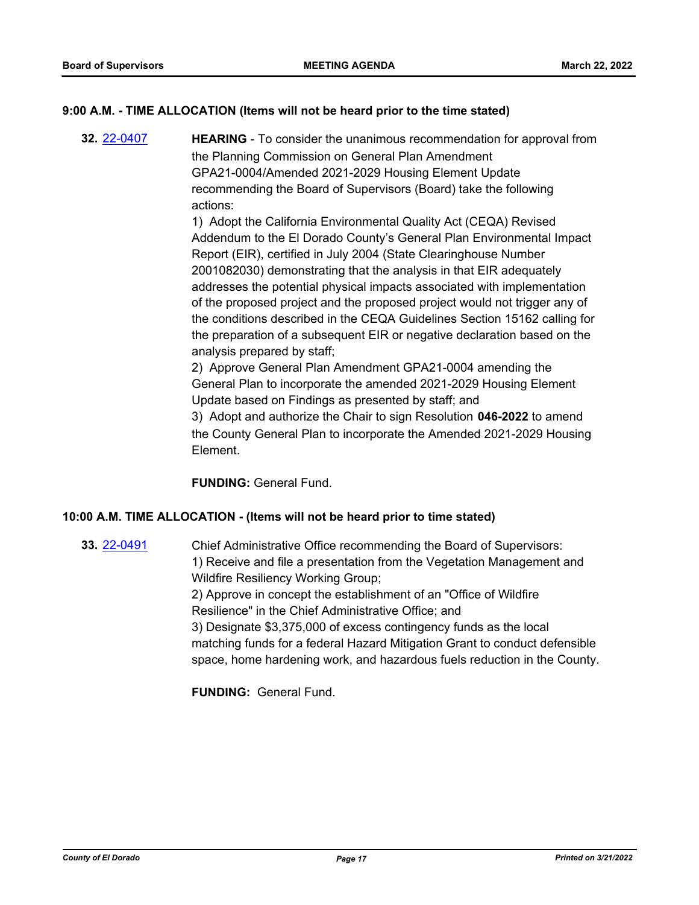## 9:00 A.M. - TIME ALLOCATION (Items will not be heard prior to the time stated)

**32.** [22-0407] **HEARING** - To consider the unanimous recommendation for approval from the Planning Commission on General Plan Amendment GPA21-0004/Amended 2021-2029 Housing Element Update recommending the Board of Supervisors (Board) take the following actions:

1) Adopt the California Environmental Quality Act (CEQA) Revised Addendum to the El Dorado County's General Plan Environmental Impact Report (EIR), certified in July 2004 (State Clearinghouse Number 2001082030) demonstrating that the analysis in that EIR adequately addresses the potential physical impacts associated with implementation of the proposed project and the proposed project would not trigger any of the conditions described in the CEQA Guidelines Section 15162 calling for the preparation of a subsequent EIR or negative declaration based on the analysis prepared by staff;

2) Approve General Plan Amendment GPA21-0004 amending the General Plan to incorporate the amended 2021-2029 Housing Element Update based on Findings as presented by staff; and

3) Adopt and authorize the Chair to sign Resolution **046-2022** to amend the County General Plan to incorporate the Amended 2021-2029 Housing Element.

**FUNDING:** General Fund.

## 10:00 A.M. TIME ALLOCATION - (Items will not be heard prior to time stated)

**33.** [22-0491] Chief Administrative Office recommending the Board of Supervisors:

1) Receive and file a presentation from the Vegetation Management and Wildfire Resiliency Working Group;

2) Approve in concept the establishment of an "Office of Wildfire Resilience" in the Chief Administrative Office; and

3) Designate $3,375,000 of excess contingency funds as the local matching funds for a federal Hazard Mitigation Grant to conduct defensible space, home hardening work, and hazardous fuels reduction in the County.

**FUNDING:** General Fund.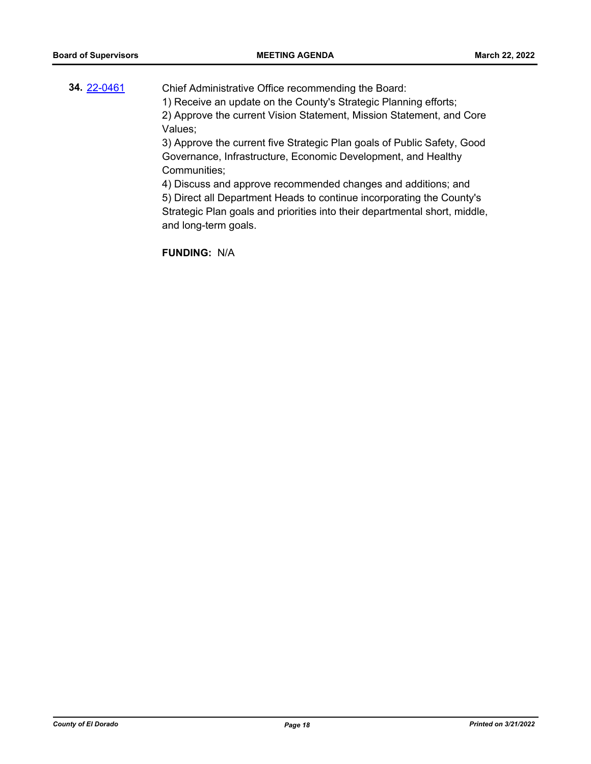**34.** 22-0461

Chief Administrative Office recommending the Board:
1) Receive an update on the County's Strategic Planning efforts;
2) Approve the current Vision Statement, Mission Statement, and Core Values;
3) Approve the current five Strategic Plan goals of Public Safety, Good Governance, Infrastructure, Economic Development, and Healthy Communities;
4) Discuss and approve recommended changes and additions; and
5) Direct all Department Heads to continue incorporating the County's Strategic Plan goals and priorities into their departmental short, middle, and long-term goals.

**FUNDING:** N/A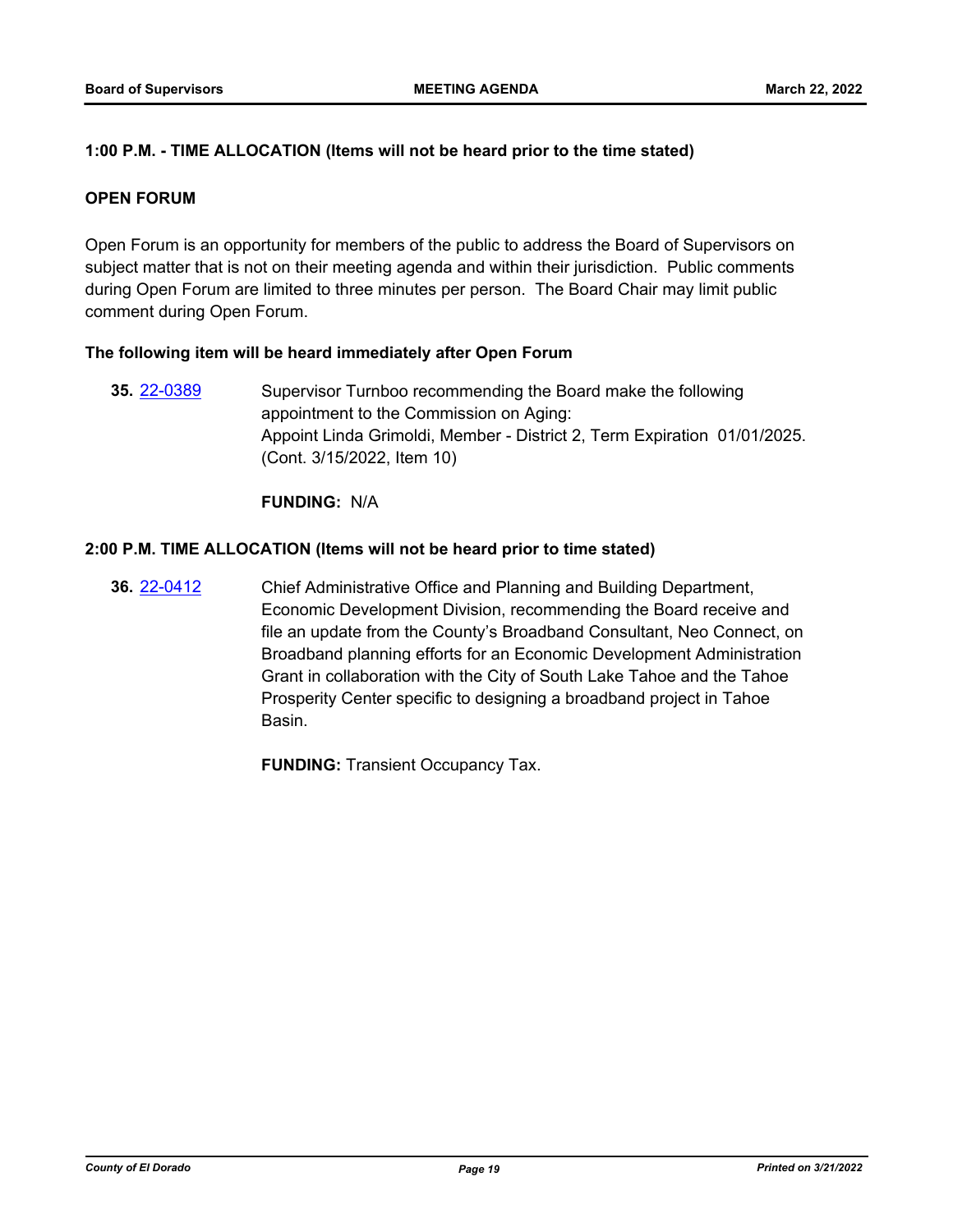**1:00 P.M. - TIME ALLOCATION (Items will not be heard prior to the time stated)**

**OPEN FORUM**

Open Forum is an opportunity for members of the public to address the Board of Supervisors on subject matter that is not on their meeting agenda and within their jurisdiction. Public comments during Open Forum are limited to three minutes per person. The Board Chair may limit public comment during Open Forum.

**The following item will be heard immediately after Open Forum**

**35.** 22-0389 Supervisor Turnboo recommending the Board make the following appointment to the Commission on Aging:
Appoint Linda Grimoldi, Member - District 2, Term Expiration 01/01/2025.
(Cont. 3/15/2022, Item 10)

**FUNDING:** N/A

**2:00 P.M. TIME ALLOCATION (Items will not be heard prior to time stated)**

**36.** 22-0412 Chief Administrative Office and Planning and Building Department, Economic Development Division, recommending the Board receive and file an update from the County's Broadband Consultant, Neo Connect, on Broadband planning efforts for an Economic Development Administration Grant in collaboration with the City of South Lake Tahoe and the Tahoe Prosperity Center specific to designing a broadband project in Tahoe Basin.

**FUNDING:** Transient Occupancy Tax.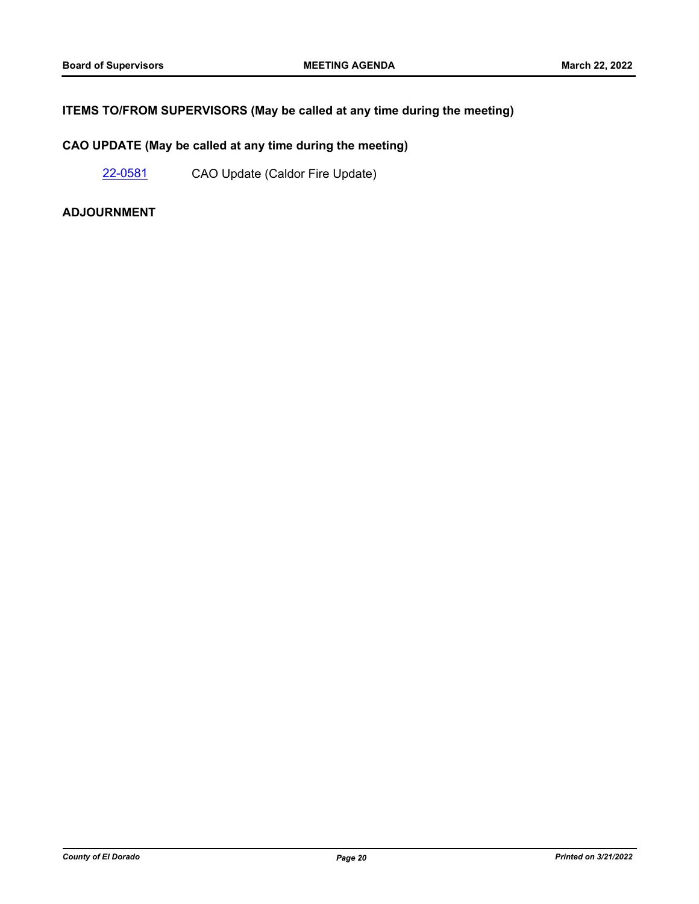**ITEMS TO/FROM SUPERVISORS (May be called at any time during the meeting)**

**CAO UPDATE (May be called at any time during the meeting)**

22-0581 CAO Update (Caldor Fire Update)

**ADJOURNMENT**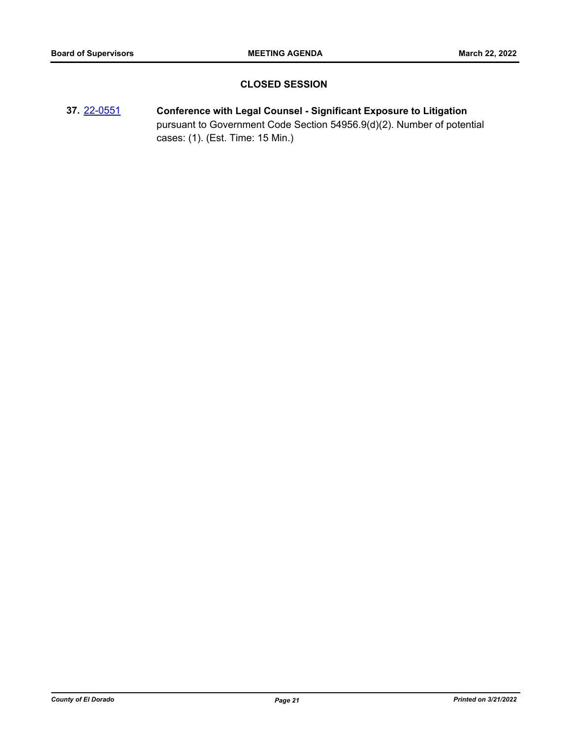## CLOSED SESSION

**37.** 22-0551 **Conference with Legal Counsel - Significant Exposure to Litigation** pursuant to Government Code Section 54956.9(d)(2). Number of potential cases: (1). (Est. Time: 15 Min.)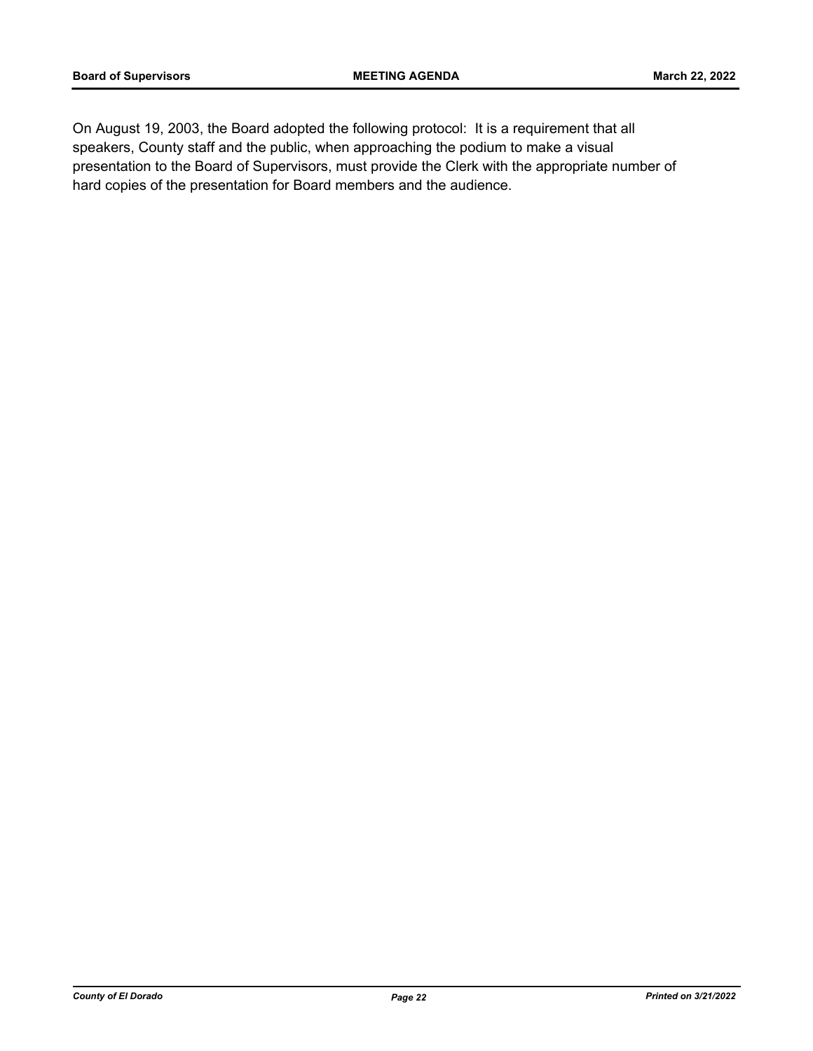On August 19, 2003, the Board adopted the following protocol: It is a requirement that all speakers, County staff and the public, when approaching the podium to make a visual presentation to the Board of Supervisors, must provide the Clerk with the appropriate number of hard copies of the presentation for Board members and the audience.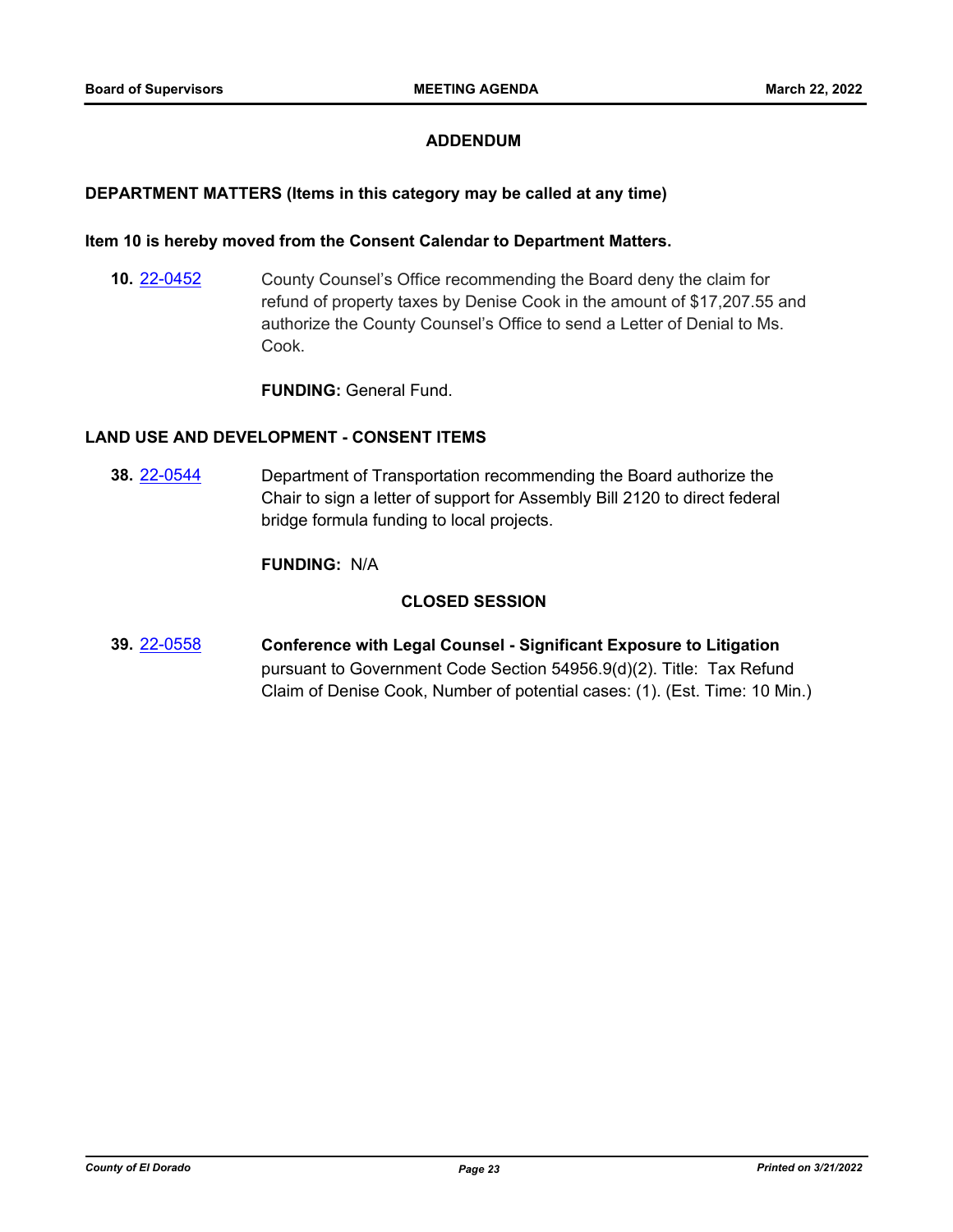## ADDENDUM

### DEPARTMENT MATTERS (Items in this category may be called at any time)

**Item 10 is hereby moved from the Consent Calendar to Department Matters.**

**10.** 22-0452 County Counsel's Office recommending the Board deny the claim for refund of property taxes by Denise Cook in the amount of $17,207.55 and authorize the County Counsel's Office to send a Letter of Denial to Ms. Cook.

**FUNDING:** General Fund.

### LAND USE AND DEVELOPMENT - CONSENT ITEMS

**38.** 22-0544 Department of Transportation recommending the Board authorize the Chair to sign a letter of support for Assembly Bill 2120 to direct federal bridge formula funding to local projects.

**FUNDING:** N/A

### CLOSED SESSION

**39.** 22-0558 **Conference with Legal Counsel - Significant Exposure to Litigation** pursuant to Government Code Section 54956.9(d)(2). Title: Tax Refund Claim of Denise Cook, Number of potential cases: (1). (Est. Time: 10 Min.)